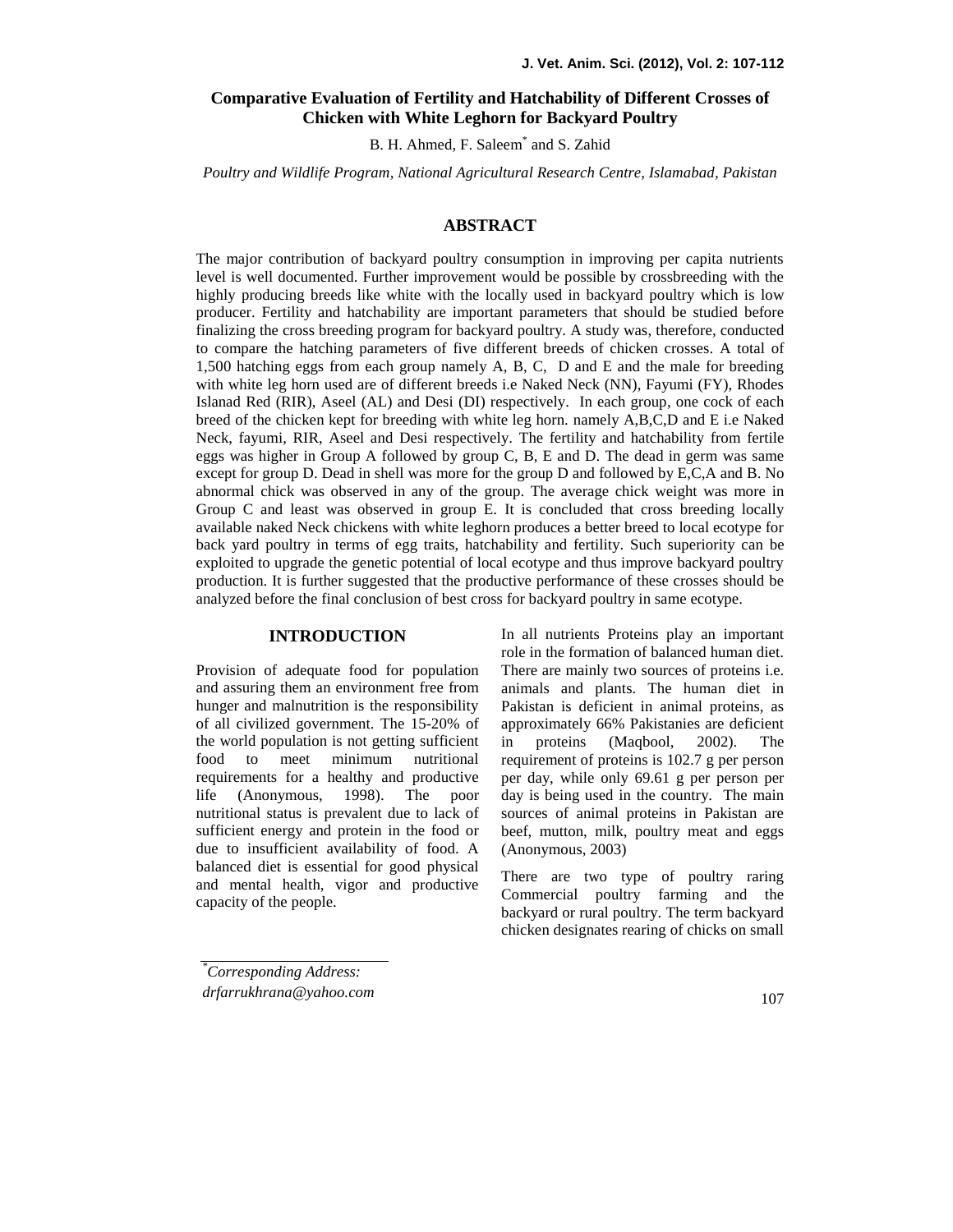# Comparative Evaluation of Fertility and Hatchability of Different Crosses of Chicken with White Leghorn for Backyard Poultry

B. H. Ahmed, F. Saleem* and S. Zahid

*Poultry and Wildlife Program, National Agricultural Research Centre, Islamabad, Pakistan*

## ABSTRACT

The major contribution of backyard poultry consumption in improving per capita nutrients level is well documented. Further improvement would be possible by crossbreeding with the highly producing breeds like white with the locally used in backyard poultry which is low producer. Fertility and hatchability are important parameters that should be studied before finalizing the cross breeding program for backyard poultry. A study was, therefore, conducted to compare the hatching parameters of five different breeds of chicken crosses. A total of 1,500 hatching eggs from each group namely A, B, C, D and E and the male for breeding with white leg horn used are of different breeds i.e Naked Neck (NN), Fayumi (FY), Rhodes Islanad Red (RIR), Aseel (AL) and Desi (DI) respectively. In each group, one cock of each breed of the chicken kept for breeding with white leg horn. namely A,B,C,D and E i.e Naked Neck, fayumi, RIR, Aseel and Desi respectively. The fertility and hatchability from fertile eggs was higher in Group A followed by group C, B, E and D. The dead in germ was same except for group D. Dead in shell was more for the group D and followed by E,C,A and B. No abnormal chick was observed in any of the group. The average chick weight was more in Group C and least was observed in group E. It is concluded that cross breeding locally available naked Neck chickens with white leghorn produces a better breed to local ecotype for back yard poultry in terms of egg traits, hatchability and fertility. Such superiority can be exploited to upgrade the genetic potential of local ecotype and thus improve backyard poultry production. It is further suggested that the productive performance of these crosses should be analyzed before the final conclusion of best cross for backyard poultry in same ecotype.

## INTRODUCTION

Provision of adequate food for population and assuring them an environment free from hunger and malnutrition is the responsibility of all civilized government. The 15-20% of the world population is not getting sufficient food to meet minimum nutritional requirements for a healthy and productive life (Anonymous, 1998). The poor nutritional status is prevalent due to lack of sufficient energy and protein in the food or due to insufficient availability of food. A balanced diet is essential for good physical and mental health, vigor and productive capacity of the people.

In all nutrients Proteins play an important role in the formation of balanced human diet. There are mainly two sources of proteins i.e. animals and plants. The human diet in Pakistan is deficient in animal proteins, as approximately 66% Pakistanies are deficient in proteins (Maqbool, 2002). The requirement of proteins is 102.7 g per person per day, while only 69.61 g per person per day is being used in the country. The main sources of animal proteins in Pakistan are beef, mutton, milk, poultry meat and eggs (Anonymous, 2003)

There are two type of poultry raring Commercial poultry farming and the backyard or rural poultry. The term backyard chicken designates rearing of chicks on small

*Corresponding Address: drfarrukhrana@yahoo.com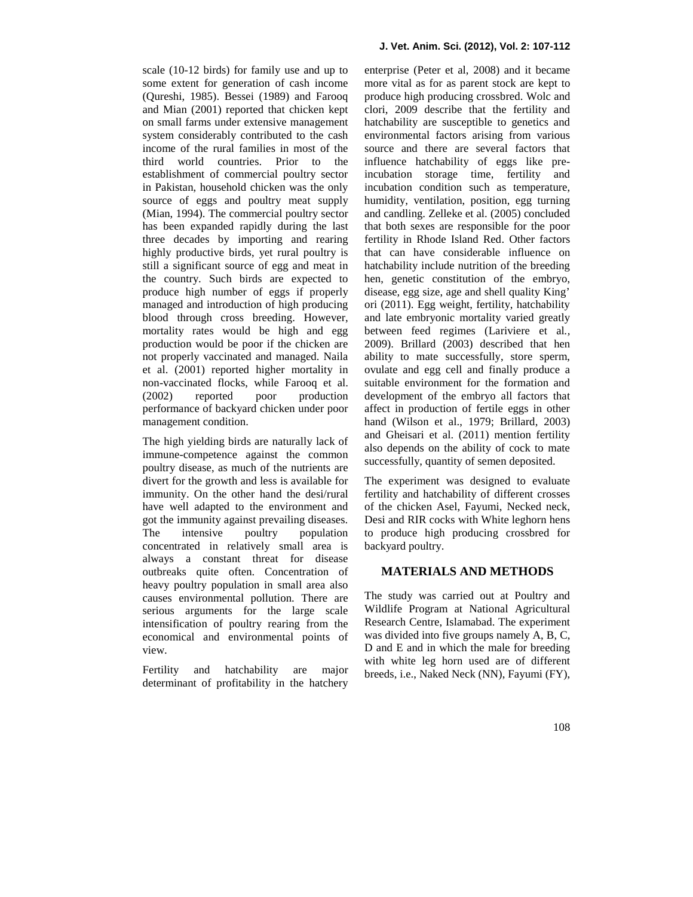scale (10-12 birds) for family use and up to some extent for generation of cash income (Qureshi, 1985). Bessei (1989) and Farooq and Mian (2001) reported that chicken kept on small farms under extensive management system considerably contributed to the cash income of the rural families in most of the third world countries. Prior to the establishment of commercial poultry sector in Pakistan, household chicken was the only source of eggs and poultry meat supply (Mian, 1994). The commercial poultry sector has been expanded rapidly during the last three decades by importing and rearing highly productive birds, yet rural poultry is still a significant source of egg and meat in the country. Such birds are expected to produce high number of eggs if properly managed and introduction of high producing blood through cross breeding. However, mortality rates would be high and egg production would be poor if the chicken are not properly vaccinated and managed. Naila et al. (2001) reported higher mortality in non-vaccinated flocks, while Farooq et al. (2002) reported poor production performance of backyard chicken under poor management condition.

The high yielding birds are naturally lack of immune-competence against the common poultry disease, as much of the nutrients are divert for the growth and less is available for immunity. On the other hand the desi/rural have well adapted to the environment and got the immunity against prevailing diseases. The intensive poultry population concentrated in relatively small area is always a constant threat for disease outbreaks quite often. Concentration of heavy poultry population in small area also causes environmental pollution. There are serious arguments for the large scale intensification of poultry rearing from the economical and environmental points of view.

Fertility and hatchability are major determinant of profitability in the hatchery enterprise (Peter et al, 2008) and it became more vital as for as parent stock are kept to produce high producing crossbred. Wolc and clori, 2009 describe that the fertility and hatchability are susceptible to genetics and environmental factors arising from various source and there are several factors that influence hatchability of eggs like pre-incubation storage time, fertility and incubation condition such as temperature, humidity, ventilation, position, egg turning and candling. Zelleke et al. (2005) concluded that both sexes are responsible for the poor fertility in Rhode Island Red. Other factors that can have considerable influence on hatchability include nutrition of the breeding hen, genetic constitution of the embryo, disease, egg size, age and shell quality King' ori (2011). Egg weight, fertility, hatchability and late embryonic mortality varied greatly between feed regimes (Lariviere et al., 2009). Brillard (2003) described that hen ability to mate successfully, store sperm, ovulate and egg cell and finally produce a suitable environment for the formation and development of the embryo all factors that affect in production of fertile eggs in other hand (Wilson et al., 1979; Brillard, 2003) and Gheisari et al. (2011) mention fertility also depends on the ability of cock to mate successfully, quantity of semen deposited.

The experiment was designed to evaluate fertility and hatchability of different crosses of the chicken Asel, Fayumi, Necked neck, Desi and RIR cocks with White leghorn hens to produce high producing crossbred for backyard poultry.

## MATERIALS AND METHODS

The study was carried out at Poultry and Wildlife Program at National Agricultural Research Centre, Islamabad. The experiment was divided into five groups namely A, B, C, D and E and in which the male for breeding with white leg horn used are of different breeds, i.e., Naked Neck (NN), Fayumi (FY),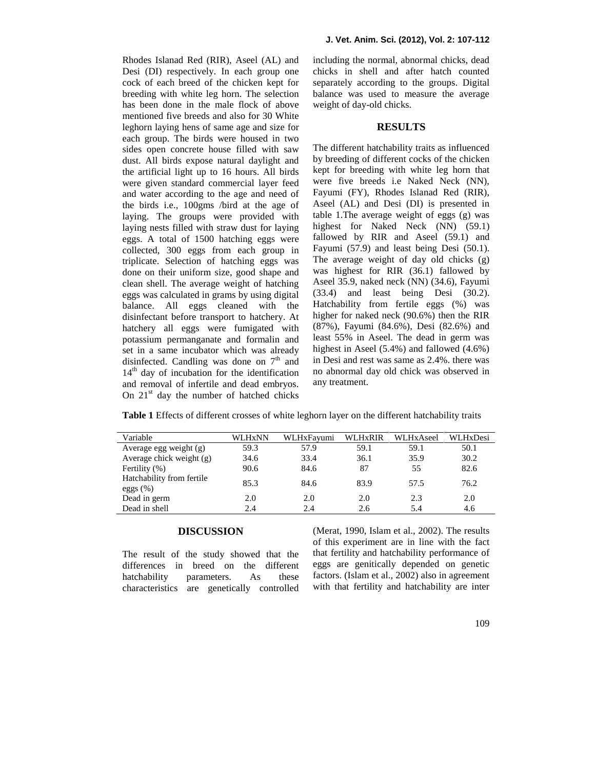Rhodes Islanad Red (RIR), Aseel (AL) and Desi (DI) respectively. In each group one cock of each breed of the chicken kept for breeding with white leg horn. The selection has been done in the male flock of above mentioned five breeds and also for 30 White leghorn laying hens of same age and size for each group. The birds were housed in two sides open concrete house filled with saw dust. All birds expose natural daylight and the artificial light up to 16 hours. All birds were given standard commercial layer feed and water according to the age and need of the birds i.e., 100gms /bird at the age of laying. The groups were provided with laying nests filled with straw dust for laying eggs. A total of 1500 hatching eggs were collected, 300 eggs from each group in triplicate. Selection of hatching eggs was done on their uniform size, good shape and clean shell. The average weight of hatching eggs was calculated in grams by using digital balance. All eggs cleaned with the disinfectant before transport to hatchery. At hatchery all eggs were fumigated with potassium permanganate and formalin and set in a same incubator which was already disinfected. Candling was done on 7$^{th}$ and 14$^{th}$ day of incubation for the identification and removal of infertile and dead embryos. On 21$^{st}$ day the number of hatched chicks including the normal, abnormal chicks, dead chicks in shell and after hatch counted separately according to the groups. Digital balance was used to measure the average weight of day-old chicks.

## RESULTS

The different hatchability traits as influenced by breeding of different cocks of the chicken kept for breeding with white leg horn that were five breeds i.e Naked Neck (NN), Fayumi (FY), Rhodes Islanad Red (RIR), Aseel (AL) and Desi (DI) is presented in table 1.The average weight of eggs (g) was highest for Naked Neck (NN) (59.1) fallowed by RIR and Aseel (59.1) and Fayumi (57.9) and least being Desi (50.1). The average weight of day old chicks (g) was highest for RIR (36.1) fallowed by Aseel 35.9, naked neck (NN) (34.6), Fayumi (33.4) and least being Desi (30.2). Hatchability from fertile eggs (%) was higher for naked neck (90.6%) then the RIR (87%), Fayumi (84.6%), Desi (82.6%) and least 55% in Aseel. The dead in germ was highest in Aseel (5.4%) and fallowed (4.6%) in Desi and rest was same as 2.4%. there was no abnormal day old chick was observed in any treatment.

**Table 1** Effects of different crosses of white leghorn layer on the different hatchability traits

| Variable | WLHxNN | WLHxFayumi | WLHxRIR | WLHxAseel | WLHxDesi |
|---|---|---|---|---|---|
| Average egg weight (g) | 59.3 | 57.9 | 59.1 | 59.1 | 50.1 |
| Average chick weight (g) | 34.6 | 33.4 | 36.1 | 35.9 | 30.2 |
| Fertility (%) | 90.6 | 84.6 | 87 | 55 | 82.6 |
| Hatchability from fertile eggs (%) | 85.3 | 84.6 | 83.9 | 57.5 | 76.2 |
| Dead in germ | 2.0 | 2.0 | 2.0 | 2.3 | 2.0 |
| Dead in shell | 2.4 | 2.4 | 2.6 | 5.4 | 4.6 |

## DISCUSSION

The result of the study showed that the differences in breed on the different hatchability parameters. As these characteristics are genetically controlled (Merat, 1990, Islam et al., 2002). The results of this experiment are in line with the fact that fertility and hatchability performance of eggs are genitically depended on genetic factors. (Islam et al., 2002) also in agreement with that fertility and hatchability are inter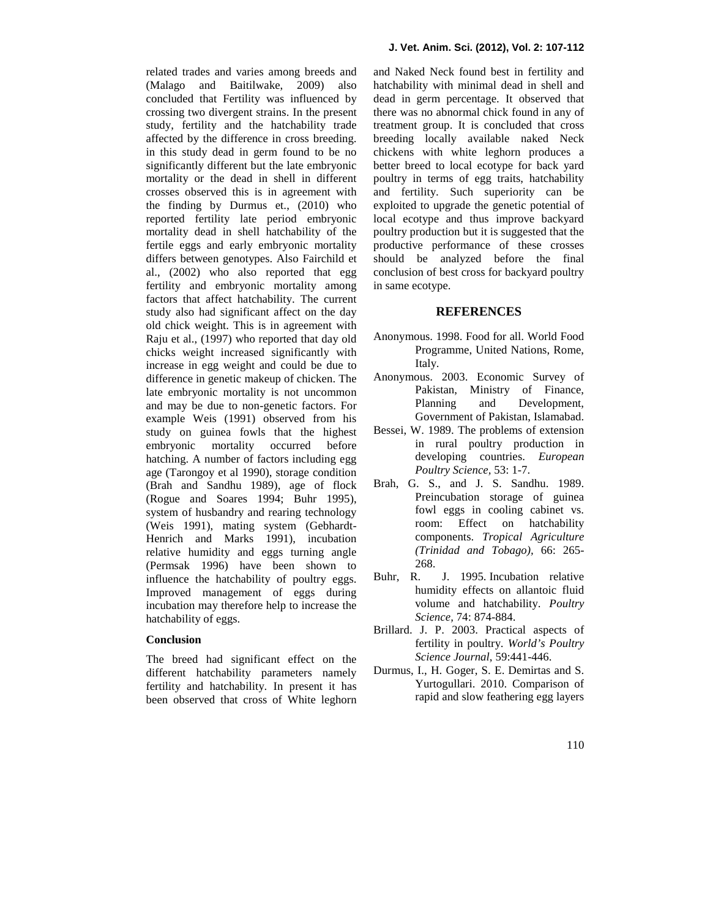related trades and varies among breeds and (Malago and Baitilwake, 2009) also concluded that Fertility was influenced by crossing two divergent strains. In the present study, fertility and the hatchability trade affected by the difference in cross breeding. in this study dead in germ found to be no significantly different but the late embryonic mortality or the dead in shell in different crosses observed this is in agreement with the finding by Durmus et., (2010) who reported fertility late period embryonic mortality dead in shell hatchability of the fertile eggs and early embryonic mortality differs between genotypes. Also Fairchild et al., (2002) who also reported that egg fertility and embryonic mortality among factors that affect hatchability. The current study also had significant affect on the day old chick weight. This is in agreement with Raju et al., (1997) who reported that day old chicks weight increased significantly with increase in egg weight and could be due to difference in genetic makeup of chicken. The late embryonic mortality is not uncommon and may be due to non-genetic factors. For example Weis (1991) observed from his study on guinea fowls that the highest embryonic mortality occurred before hatching. A number of factors including egg age (Tarongoy et al 1990), storage condition (Brah and Sandhu 1989), age of flock (Rogue and Soares 1994; Buhr 1995), system of husbandry and rearing technology (Weis 1991), mating system (Gebhardt-Henrich and Marks 1991), incubation relative humidity and eggs turning angle (Permsak 1996) have been shown to influence the hatchability of poultry eggs. Improved management of eggs during incubation may therefore help to increase the hatchability of eggs.

### Conclusion

The breed had significant effect on the different hatchability parameters namely fertility and hatchability. In present it has been observed that cross of White leghorn and Naked Neck found best in fertility and hatchability with minimal dead in shell and dead in germ percentage. It observed that there was no abnormal chick found in any of treatment group. It is concluded that cross breeding locally available naked Neck chickens with white leghorn produces a better breed to local ecotype for back yard poultry in terms of egg traits, hatchability and fertility. Such superiority can be exploited to upgrade the genetic potential of local ecotype and thus improve backyard poultry production but it is suggested that the productive performance of these crosses should be analyzed before the final conclusion of best cross for backyard poultry in same ecotype.

## REFERENCES

Anonymous. 1998. Food for all. World Food Programme, United Nations, Rome, Italy.

Anonymous. 2003. Economic Survey of Pakistan, Ministry of Finance, Planning and Development, Government of Pakistan, Islamabad.

Bessei, W. 1989. The problems of extension in rural poultry production in developing countries. *European Poultry Science*, 53: 1-7.

Brah, G. S., and J. S. Sandhu. 1989. Preincubation storage of guinea fowl eggs in cooling cabinet vs. room: Effect on hatchability components. *Tropical Agriculture (Trinidad and Tobago)*, 66: 265-268.

Buhr, R. J. 1995. Incubation relative humidity effects on allantoic fluid volume and hatchability. *Poultry Science*, 74: 874-884.

Brillard. J. P. 2003. Practical aspects of fertility in poultry. *World's Poultry Science Journal*, 59:441-446.

Durmus, I., H. Goger, S. E. Demirtas and S. Yurtogullari. 2010. Comparison of rapid and slow feathering egg layers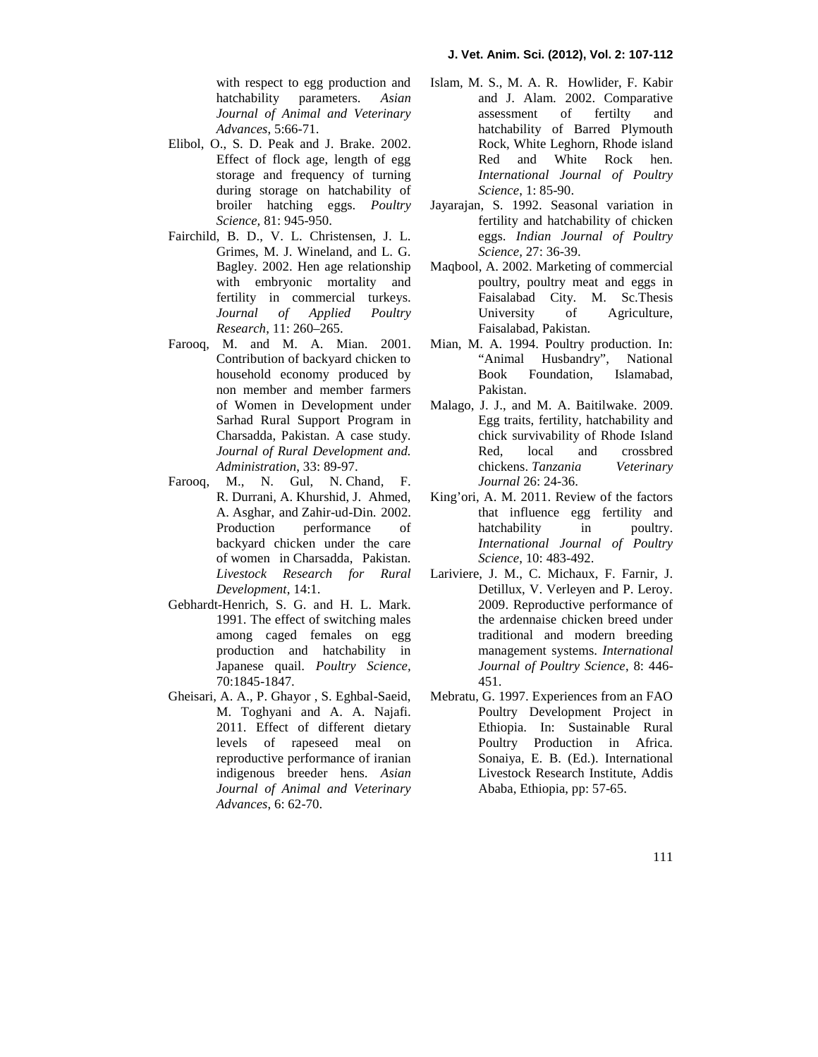with respect to egg production and hatchability parameters. *Asian Journal of Animal and Veterinary Advances*, 5:66-71.

Elibol, O., S. D. Peak and J. Brake. 2002. Effect of flock age, length of egg storage and frequency of turning during storage on hatchability of broiler hatching eggs. *Poultry Science,* 81: 945-950.

Fairchild, B. D., V. L. Christensen, J. L. Grimes, M. J. Wineland, and L. G. Bagley. 2002. Hen age relationship with embryonic mortality and fertility in commercial turkeys. *Journal of Applied Poultry Research*, 11: 260–265.

Farooq, M. and M. A. Mian. 2001. Contribution of backyard chicken to household economy produced by non member and member farmers of Women in Development under Sarhad Rural Support Program in Charsadda, Pakistan. A case study. *Journal of Rural Development and. Administration*, 33: 89-97.

Farooq, M., N. Gul, N. Chand, F. R. Durrani, A. Khurshid, J. Ahmed, A. Asghar, and Zahir-ud-Din. 2002. Production performance of backyard chicken under the care of women in Charsadda, Pakistan. *Livestock Research for Rural Development*, 14:1.

Gebhardt-Henrich, S. G. and H. L. Mark. 1991. The effect of switching males among caged females on egg production and hatchability in Japanese quail. *Poultry Science,* 70:1845-1847.

Gheisari, A. A., P. Ghayor , S. Eghbal-Saeid, M. Toghyani and A. A. Najafi. 2011. Effect of different dietary levels of rapeseed meal on reproductive performance of iranian indigenous breeder hens. *Asian Journal of Animal and Veterinary Advances*, 6: 62-70.

Islam, M. S., M. A. R. Howlider, F. Kabir and J. Alam. 2002. Comparative assessment of fertilty and hatchability of Barred Plymouth Rock, White Leghorn, Rhode island Red and White Rock hen. *International Journal of Poultry Science*, 1: 85-90.

Jayarajan, S. 1992. Seasonal variation in fertility and hatchability of chicken eggs. *Indian Journal of Poultry Science,* 27: 36-39.

Maqbool, A. 2002. Marketing of commercial poultry, poultry meat and eggs in Faisalabad City. M. Sc.Thesis University of Agriculture, Faisalabad, Pakistan.

Mian, M. A. 1994. Poultry production. In: "Animal Husbandry", National Book Foundation, Islamabad, Pakistan.

Malago, J. J., and M. A. Baitilwake. 2009. Egg traits, fertility, hatchability and chick survivability of Rhode Island Red, local and crossbred chickens. *Tanzania Veterinary Journal* 26: 24-36.

King'ori, A. M. 2011. Review of the factors that influence egg fertility and hatchability in poultry. *International Journal of Poultry Science,* 10: 483-492.

Lariviere, J. M., C. Michaux, F. Farnir, J. Detillux, V. Verleyen and P. Leroy. 2009. Reproductive performance of the ardennaise chicken breed under traditional and modern breeding management systems. *International Journal of Poultry Science*, 8: 446-451.

Mebratu, G. 1997. Experiences from an FAO Poultry Development Project in Ethiopia. In: Sustainable Rural Poultry Production in Africa. Sonaiya, E. B. (Ed.). International Livestock Research Institute, Addis Ababa, Ethiopia, pp: 57-65.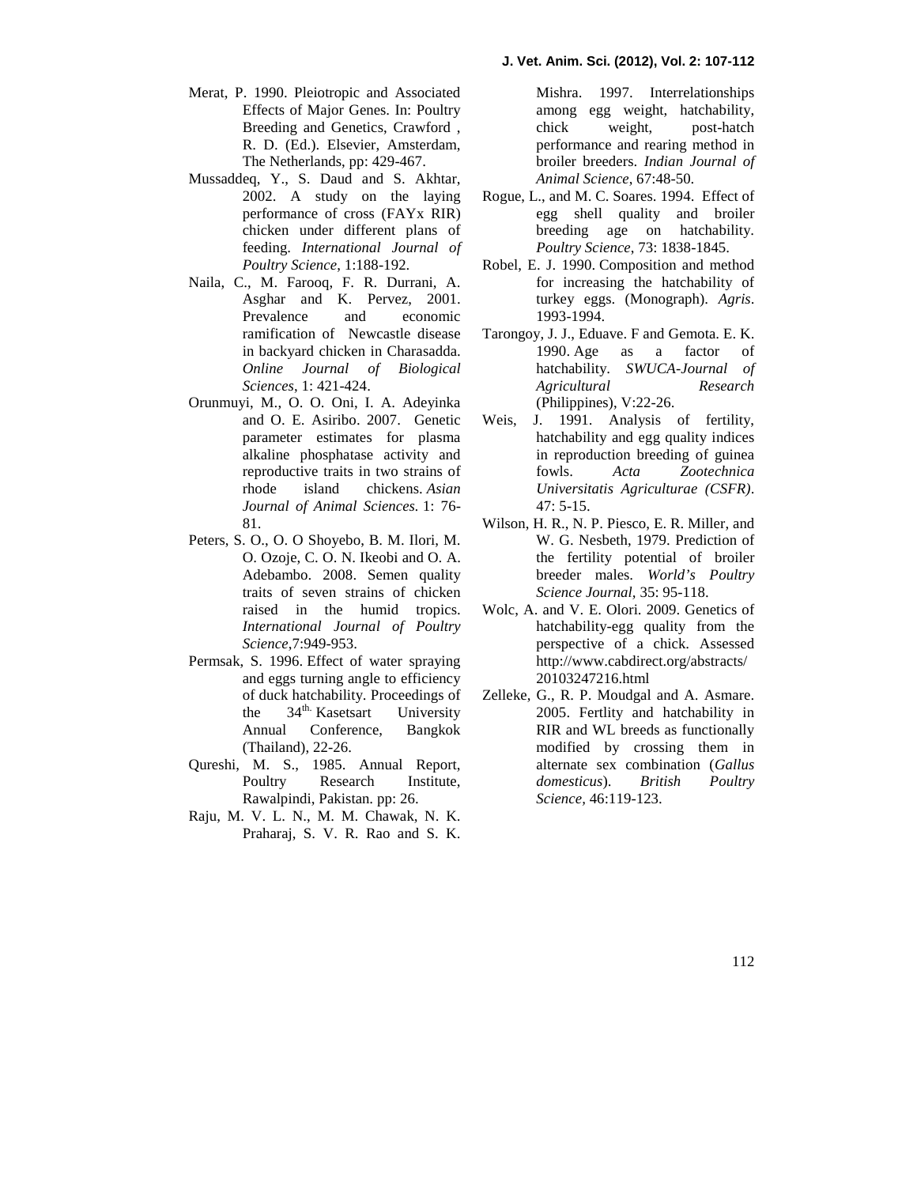Merat, P. 1990. Pleiotropic and Associated Effects of Major Genes. In: Poultry Breeding and Genetics, Crawford , R. D. (Ed.). Elsevier, Amsterdam, The Netherlands, pp: 429-467.

Mussaddeq, Y., S. Daud and S. Akhtar, 2002. A study on the laying performance of cross (FAYx RIR) chicken under different plans of feeding. *International Journal of Poultry Science*, 1:188-192.

Naila, C., M. Farooq, F. R. Durrani, A. Asghar and K. Pervez, 2001. Prevalence and economic ramification of Newcastle disease in backyard chicken in Charasadda. *Online Journal of Biological Sciences*, 1: 421-424.

Orunmuyi, M., O. O. Oni, I. A. Adeyinka and O. E. Asiribo. 2007. Genetic parameter estimates for plasma alkaline phosphatase activity and reproductive traits in two strains of rhode island chickens. *Asian Journal of Animal Sciences*. 1: 76-81.

Peters, S. O., O. O Shoyebo, B. M. Ilori, M. O. Ozoje, C. O. N. Ikeobi and O. A. Adebambo. 2008. Semen quality traits of seven strains of chicken raised in the humid tropics. *International Journal of Poultry Science*,7:949-953.

Permsak, S. 1996. Effect of water spraying and eggs turning angle to efficiency of duck hatchability. Proceedings of the 34th Kasetsart University Annual Conference, Bangkok (Thailand), 22-26.

Qureshi, M. S., 1985. Annual Report, Poultry Research Institute, Rawalpindi, Pakistan. pp: 26.

Raju, M. V. L. N., M. M. Chawak, N. K. Praharaj, S. V. R. Rao and S. K. Mishra. 1997. Interrelationships among egg weight, hatchability, chick weight, post-hatch performance and rearing method in broiler breeders. *Indian Journal of Animal Science*, 67:48-50.

Rogue, L., and M. C. Soares. 1994. Effect of egg shell quality and broiler breeding age on hatchability. *Poultry Science*, 73: 1838-1845.

Robel, E. J. 1990. Composition and method for increasing the hatchability of turkey eggs. (Monograph). *Agris*. 1993-1994.

Tarongoy, J. J., Eduave. F and Gemota. E. K. 1990. Age as a factor of hatchability. *SWUCA-Journal of Agricultural Research* (Philippines), V:22-26.

Weis, J. 1991. Analysis of fertility, hatchability and egg quality indices in reproduction breeding of guinea fowls. *Acta Zootechnica Universitatis Agriculturae (CSFR)*. 47: 5-15.

Wilson, H. R., N. P. Piesco, E. R. Miller, and W. G. Nesbeth, 1979. Prediction of the fertility potential of broiler breeder males. *World's Poultry Science Journal*, 35: 95-118.

Wolc, A. and V. E. Olori. 2009. Genetics of hatchability-egg quality from the perspective of a chick. Assessed http://www.cabdirect.org/abstracts/20103247216.html

Zelleke, G., R. P. Moudgal and A. Asmare. 2005. Fertlity and hatchability in RIR and WL breeds as functionally modified by crossing them in alternate sex combination (*Gallus domesticus*). *British Poultry Science*, 46:119-123.